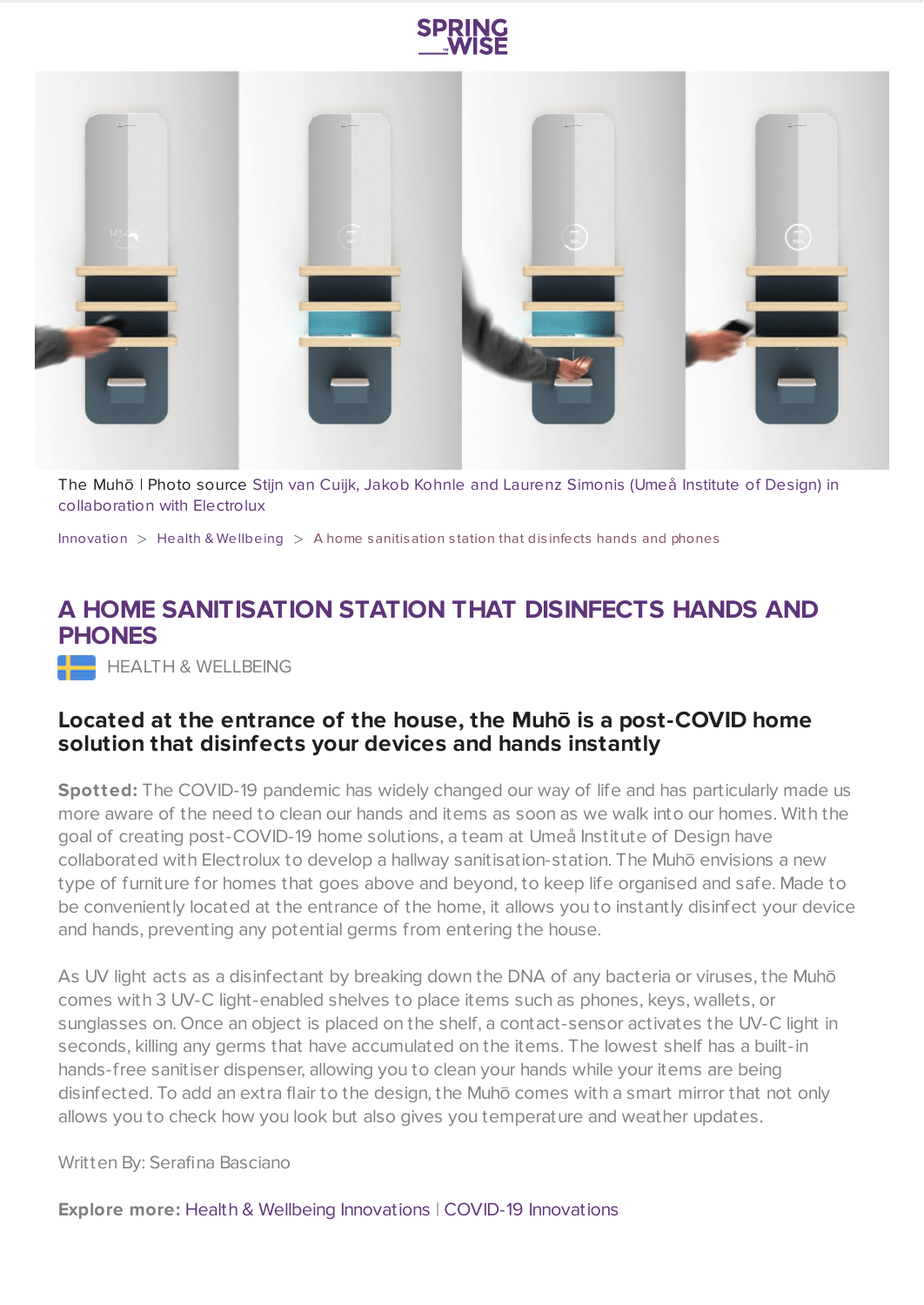The Muhō | Photo source Stijn van Cuijk, Jakob Kohnle and Laurenz Simonis (Umeå Institute of Design) in collaboration with Electrolux

Innovation > Health & Wellbeing > A home sanitisation station that disinfects hands and phones

# A HOME SANITISATION STATION THAT DISINFECTS HANDS AND PHONES

HEALTH & WELLBEING

## Located at the entrance of the house, the Muhō is a post-COVID home solution that disinfects your devices and hands instantly

**Spotted:** The COVID-19 pandemic has widely changed our way of life and has particularly made us more aware of the need to clean our hands and items as soon as we walk into our homes. With the goal of creating post-COVID-19 home solutions, a team at Umeå Institute of Design have collaborated with Electrolux to develop a hallway sanitisation-station. The Muhō envisions a new type of furniture for homes that goes above and beyond, to keep life organised and safe. Made to be conveniently located at the entrance of the home, it allows you to instantly disinfect your device and hands, preventing any potential germs from entering the house.

As UV light acts as a disinfectant by breaking down the DNA of any bacteria or viruses, the Muhō comes with 3 UV-C light-enabled shelves to place items such as phones, keys, wallets, or sunglasses on. Once an object is placed on the shelf, a contact-sensor activates the UV-C light in seconds, killing any germs that have accumulated on the items. The lowest shelf has a built-in hands-free sanitiser dispenser, allowing you to clean your hands while your items are being disinfected. To add an extra flair to the design, the Muhō comes with a smart mirror that not only allows you to check how you look but also gives you temperature and weather updates.

Written By: Serafina Basciano

**Explore more:** Health & Wellbeing Innovations | COVID-19 Innovations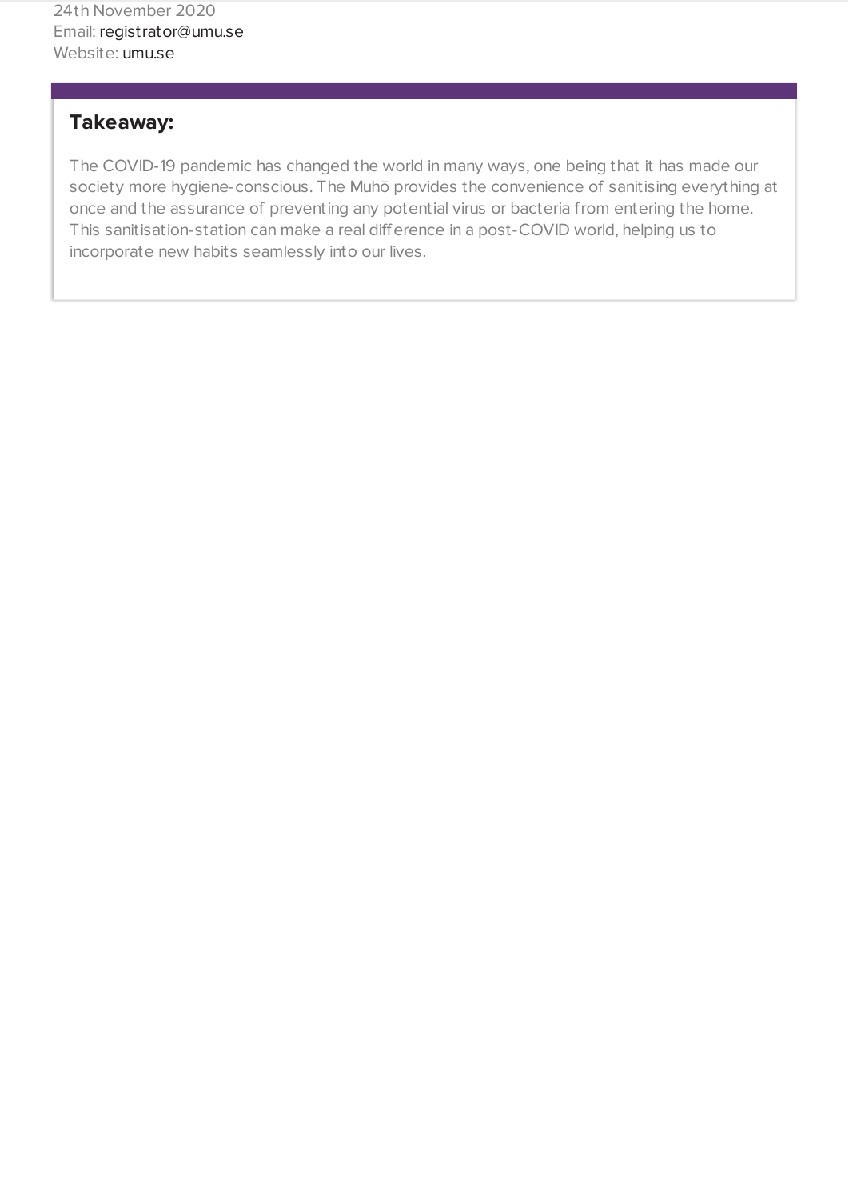24th November 2020
Email: registrator@umu.se
Website: umu.se

### Takeaway:

The COVID-19 pandemic has changed the world in many ways, one being that it has made our society more hygiene-conscious. The Muhō provides the convenience of sanitising everything at once and the assurance of preventing any potential virus or bacteria from entering the home. This sanitisation-station can make a real difference in a post-COVID world, helping us to incorporate new habits seamlessly into our lives.